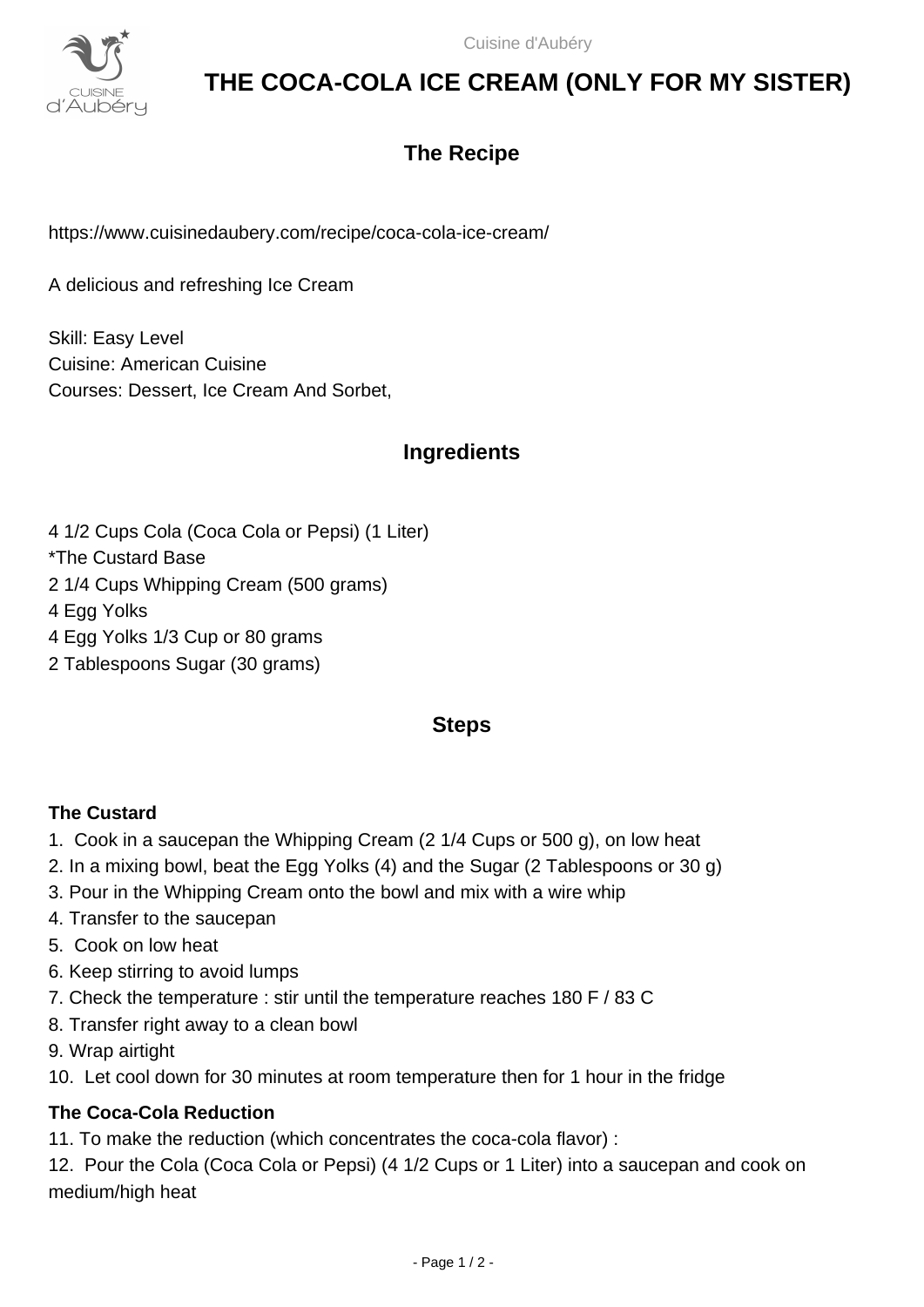# THE COCA-COLA ICE CREAM (ONLY FOR MY SISTER)

## The Recipe

https://www.cuisinedaubery.com/recipe/coca-cola-ice-cream/

A delicious and refreshing Ice Cream

Skill: Easy Level
Cuisine: American Cuisine
Courses: Dessert, Ice Cream And Sorbet,

## Ingredients

4 1/2 Cups Cola (Coca Cola or Pepsi) (1 Liter)
*The Custard Base
2 1/4 Cups Whipping Cream (500 grams)
4 Egg Yolks
4 Egg Yolks 1/3 Cup or 80 grams
2 Tablespoons Sugar (30 grams)

## Steps

**The Custard**

1. Cook in a saucepan the Whipping Cream (2 1/4 Cups or 500 g), on low heat
2. In a mixing bowl, beat the Egg Yolks (4) and the Sugar (2 Tablespoons or 30 g)
3. Pour in the Whipping Cream onto the bowl and mix with a wire whip
4. Transfer to the saucepan
5. Cook on low heat
6. Keep stirring to avoid lumps
7. Check the temperature : stir until the temperature reaches 180 F / 83 C
8. Transfer right away to a clean bowl
9. Wrap airtight
10. Let cool down for 30 minutes at room temperature then for 1 hour in the fridge

**The Coca-Cola Reduction**

11. To make the reduction (which concentrates the coca-cola flavor) :
12. Pour the Cola (Coca Cola or Pepsi) (4 1/2 Cups or 1 Liter) into a saucepan and cook on medium/high heat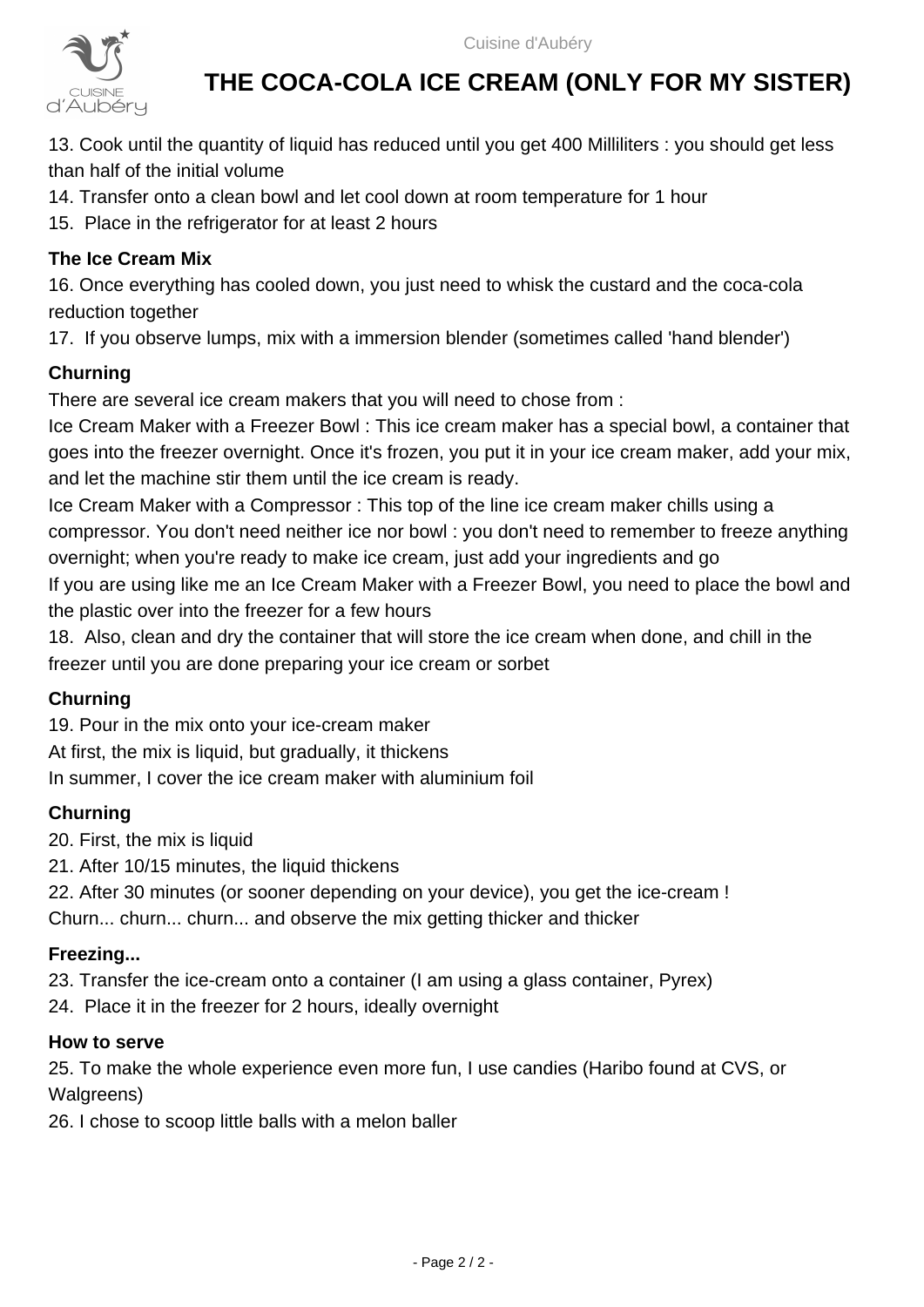# THE COCA-COLA ICE CREAM (ONLY FOR MY SISTER)

13. Cook until the quantity of liquid has reduced until you get 400 Milliliters : you should get less than half of the initial volume
14. Transfer onto a clean bowl and let cool down at room temperature for 1 hour
15. Place in the refrigerator for at least 2 hours

**The Ice Cream Mix**

16. Once everything has cooled down, you just need to whisk the custard and the coca-cola reduction together
17. If you observe lumps, mix with a immersion blender (sometimes called 'hand blender')

**Churning**

There are several ice cream makers that you will need to chose from :

Ice Cream Maker with a Freezer Bowl : This ice cream maker has a special bowl, a container that goes into the freezer overnight. Once it's frozen, you put it in your ice cream maker, add your mix, and let the machine stir them until the ice cream is ready.

Ice Cream Maker with a Compressor : This top of the line ice cream maker chills using a compressor. You don't need neither ice nor bowl : you don't need to remember to freeze anything overnight; when you're ready to make ice cream, just add your ingredients and go

If you are using like me an Ice Cream Maker with a Freezer Bowl, you need to place the bowl and the plastic over into the freezer for a few hours

18. Also, clean and dry the container that will store the ice cream when done, and chill in the freezer until you are done preparing your ice cream or sorbet

**Churning**

19. Pour in the mix onto your ice-cream maker

At first, the mix is liquid, but gradually, it thickens

In summer, I cover the ice cream maker with aluminium foil

**Churning**

20. First, the mix is liquid
21. After 10/15 minutes, the liquid thickens
22. After 30 minutes (or sooner depending on your device), you get the ice-cream !

Churn... churn... churn... and observe the mix getting thicker and thicker

**Freezing...**

23. Transfer the ice-cream onto a container (I am using a glass container, Pyrex)
24. Place it in the freezer for 2 hours, ideally overnight

**How to serve**

25. To make the whole experience even more fun, I use candies (Haribo found at CVS, or Walgreens)
26. I chose to scoop little balls with a melon baller